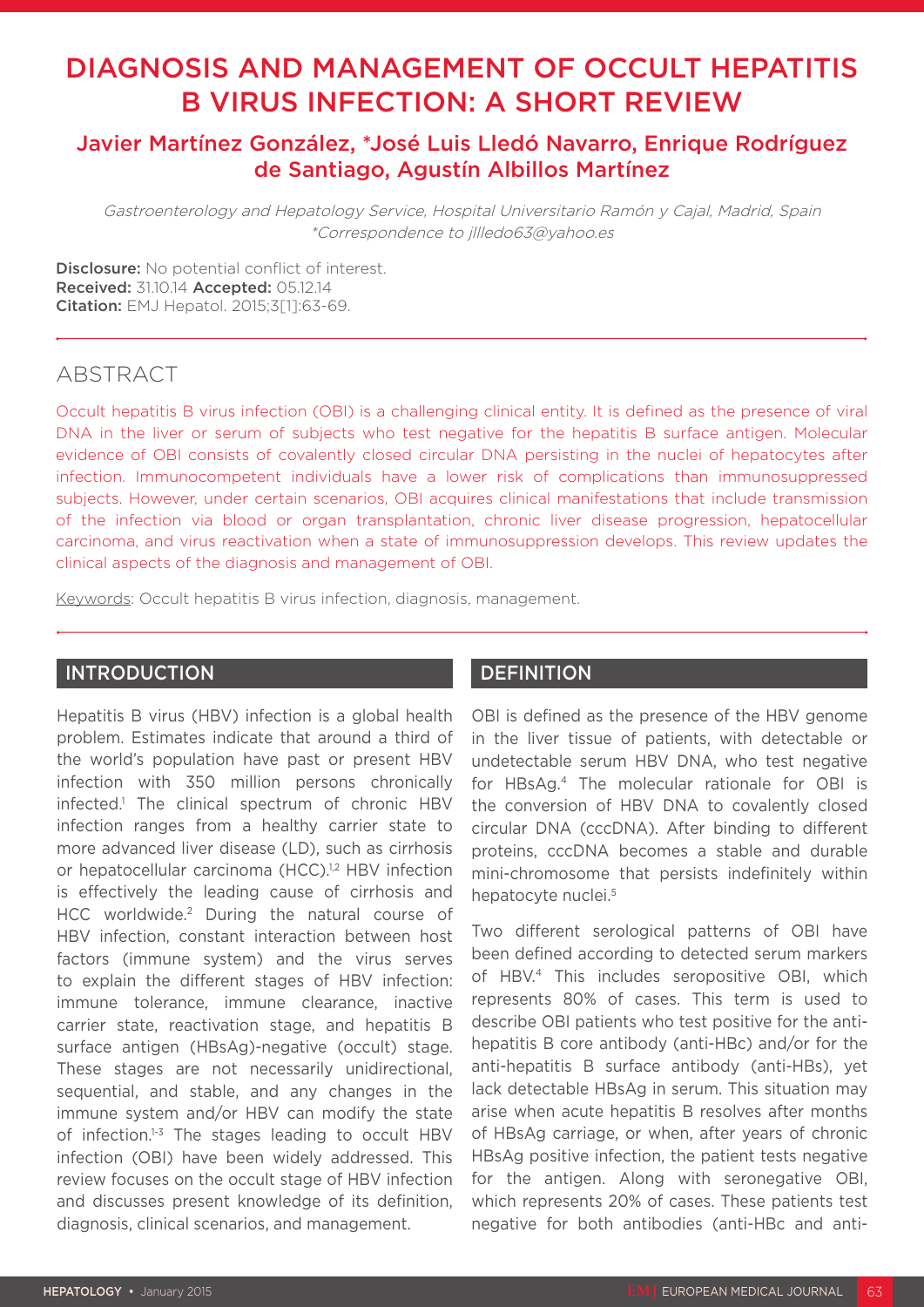# DIAGNOSIS AND MANAGEMENT OF OCCULT HEPATITIS B VIRUS INFECTION: A SHORT REVIEW

## Javier Martínez González, *José Luis Lledó Navarro, Enrique Rodríguez de Santiago, Agustín Albillos Martínez

*Gastroenterology and Hepatology Service, Hospital Universitario Ramón y Cajal, Madrid, Spain*
*\*Correspondence to jllledo63@yahoo.es*

**Disclosure:** No potential conflict of interest.
**Received:** 31.10.14 **Accepted:** 05.12.14
**Citation:** EMJ Hepatol. 2015;3[1]:63-69.

## ABSTRACT

Occult hepatitis B virus infection (OBI) is a challenging clinical entity. It is defined as the presence of viral DNA in the liver or serum of subjects who test negative for the hepatitis B surface antigen. Molecular evidence of OBI consists of covalently closed circular DNA persisting in the nuclei of hepatocytes after infection. Immunocompetent individuals have a lower risk of complications than immunosuppressed subjects. However, under certain scenarios, OBI acquires clinical manifestations that include transmission of the infection via blood or organ transplantation, chronic liver disease progression, hepatocellular carcinoma, and virus reactivation when a state of immunosuppression develops. This review updates the clinical aspects of the diagnosis and management of OBI.

Keywords: Occult hepatitis B virus infection, diagnosis, management.

## INTRODUCTION

Hepatitis B virus (HBV) infection is a global health problem. Estimates indicate that around a third of the world's population have past or present HBV infection with 350 million persons chronically infected.[1] The clinical spectrum of chronic HBV infection ranges from a healthy carrier state to more advanced liver disease (LD), such as cirrhosis or hepatocellular carcinoma (HCC).[1,2] HBV infection is effectively the leading cause of cirrhosis and HCC worldwide.[2] During the natural course of HBV infection, constant interaction between host factors (immune system) and the virus serves to explain the different stages of HBV infection: immune tolerance, immune clearance, inactive carrier state, reactivation stage, and hepatitis B surface antigen (HBsAg)-negative (occult) stage. These stages are not necessarily unidirectional, sequential, and stable, and any changes in the immune system and/or HBV can modify the state of infection.[1-3] The stages leading to occult HBV infection (OBI) have been widely addressed. This review focuses on the occult stage of HBV infection and discusses present knowledge of its definition, diagnosis, clinical scenarios, and management.

## DEFINITION

OBI is defined as the presence of the HBV genome in the liver tissue of patients, with detectable or undetectable serum HBV DNA, who test negative for HBsAg.[4] The molecular rationale for OBI is the conversion of HBV DNA to covalently closed circular DNA (cccDNA). After binding to different proteins, cccDNA becomes a stable and durable mini-chromosome that persists indefinitely within hepatocyte nuclei.[5]

Two different serological patterns of OBI have been defined according to detected serum markers of HBV.[4] This includes seropositive OBI, which represents 80% of cases. This term is used to describe OBI patients who test positive for the anti-hepatitis B core antibody (anti-HBc) and/or for the anti-hepatitis B surface antibody (anti-HBs), yet lack detectable HBsAg in serum. This situation may arise when acute hepatitis B resolves after months of HBsAg carriage, or when, after years of chronic HBsAg positive infection, the patient tests negative for the antigen. Along with seronegative OBI, which represents 20% of cases. These patients test negative for both antibodies (anti-HBc and anti-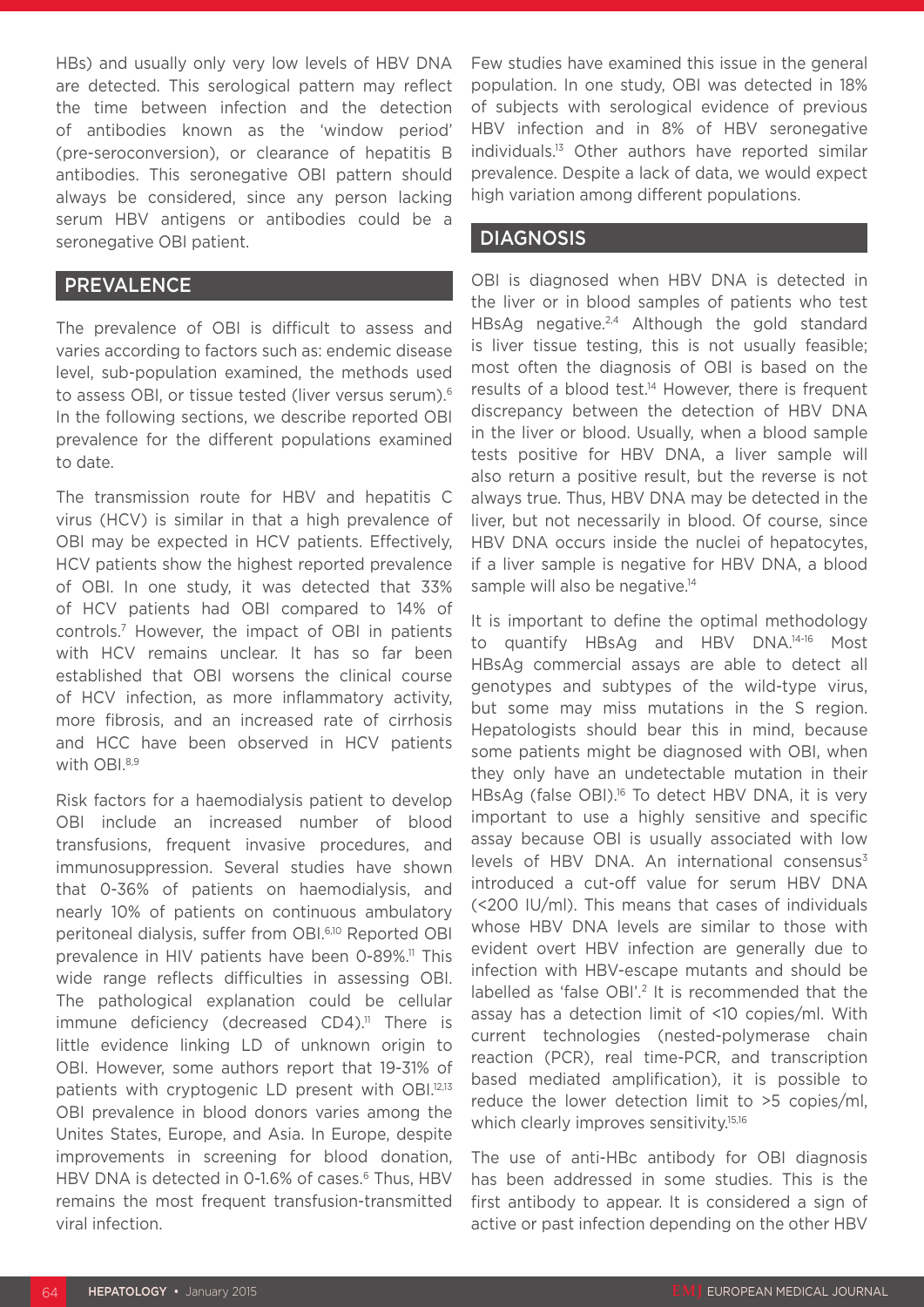HBs) and usually only very low levels of HBV DNA are detected. This serological pattern may reflect the time between infection and the detection of antibodies known as the 'window period' (pre-seroconversion), or clearance of hepatitis B antibodies. This seronegative OBI pattern should always be considered, since any person lacking serum HBV antigens or antibodies could be a seronegative OBI patient.

## PREVALENCE

The prevalence of OBI is difficult to assess and varies according to factors such as: endemic disease level, sub-population examined, the methods used to assess OBI, or tissue tested (liver versus serum).[6] In the following sections, we describe reported OBI prevalence for the different populations examined to date.

The transmission route for HBV and hepatitis C virus (HCV) is similar in that a high prevalence of OBI may be expected in HCV patients. Effectively, HCV patients show the highest reported prevalence of OBI. In one study, it was detected that 33% of HCV patients had OBI compared to 14% of controls.[7] However, the impact of OBI in patients with HCV remains unclear. It has so far been established that OBI worsens the clinical course of HCV infection, as more inflammatory activity, more fibrosis, and an increased rate of cirrhosis and HCC have been observed in HCV patients with OBI.[8,9]

Risk factors for a haemodialysis patient to develop OBI include an increased number of blood transfusions, frequent invasive procedures, and immunosuppression. Several studies have shown that 0-36% of patients on haemodialysis, and nearly 10% of patients on continuous ambulatory peritoneal dialysis, suffer from OBI.[6,10] Reported OBI prevalence in HIV patients have been 0-89%.[11] This wide range reflects difficulties in assessing OBI. The pathological explanation could be cellular immune deficiency (decreased CD4).[11] There is little evidence linking LD of unknown origin to OBI. However, some authors report that 19-31% of patients with cryptogenic LD present with OBI.[12,13] OBI prevalence in blood donors varies among the Unites States, Europe, and Asia. In Europe, despite improvements in screening for blood donation, HBV DNA is detected in 0-1.6% of cases.[6] Thus, HBV remains the most frequent transfusion-transmitted viral infection.

Few studies have examined this issue in the general population. In one study, OBI was detected in 18% of subjects with serological evidence of previous HBV infection and in 8% of HBV seronegative individuals.[13] Other authors have reported similar prevalence. Despite a lack of data, we would expect high variation among different populations.

## DIAGNOSIS

OBI is diagnosed when HBV DNA is detected in the liver or in blood samples of patients who test HBsAg negative.[2,4] Although the gold standard is liver tissue testing, this is not usually feasible; most often the diagnosis of OBI is based on the results of a blood test.[14] However, there is frequent discrepancy between the detection of HBV DNA in the liver or blood. Usually, when a blood sample tests positive for HBV DNA, a liver sample will also return a positive result, but the reverse is not always true. Thus, HBV DNA may be detected in the liver, but not necessarily in blood. Of course, since HBV DNA occurs inside the nuclei of hepatocytes, if a liver sample is negative for HBV DNA, a blood sample will also be negative.[14]

It is important to define the optimal methodology to quantify HBsAg and HBV DNA.[14-16] Most HBsAg commercial assays are able to detect all genotypes and subtypes of the wild-type virus, but some may miss mutations in the S region. Hepatologists should bear this in mind, because some patients might be diagnosed with OBI, when they only have an undetectable mutation in their HBsAg (false OBI).[16] To detect HBV DNA, it is very important to use a highly sensitive and specific assay because OBI is usually associated with low levels of HBV DNA. An international consensus[3] introduced a cut-off value for serum HBV DNA (<200 IU/ml). This means that cases of individuals whose HBV DNA levels are similar to those with evident overt HBV infection are generally due to infection with HBV-escape mutants and should be labelled as 'false OBI'.[2] It is recommended that the assay has a detection limit of <10 copies/ml. With current technologies (nested-polymerase chain reaction (PCR), real time-PCR, and transcription based mediated amplification), it is possible to reduce the lower detection limit to >5 copies/ml, which clearly improves sensitivity.[15,16]

The use of anti-HBc antibody for OBI diagnosis has been addressed in some studies. This is the first antibody to appear. It is considered a sign of active or past infection depending on the other HBV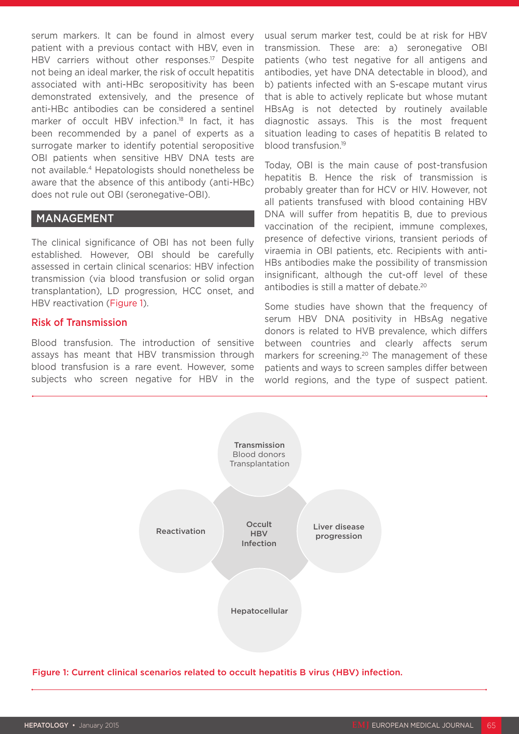serum markers. It can be found in almost every patient with a previous contact with HBV, even in HBV carriers without other responses.[17] Despite not being an ideal marker, the risk of occult hepatitis associated with anti-HBc seropositivity has been demonstrated extensively, and the presence of anti-HBc antibodies can be considered a sentinel marker of occult HBV infection.[18] In fact, it has been recommended by a panel of experts as a surrogate marker to identify potential seropositive OBI patients when sensitive HBV DNA tests are not available.[4] Hepatologists should nonetheless be aware that the absence of this antibody (anti-HBc) does not rule out OBI (seronegative-OBI).

## MANAGEMENT

The clinical significance of OBI has not been fully established. However, OBI should be carefully assessed in certain clinical scenarios: HBV infection transmission (via blood transfusion or solid organ transplantation), LD progression, HCC onset, and HBV reactivation (Figure 1).

### Risk of Transmission

Blood transfusion. The introduction of sensitive assays has meant that HBV transmission through blood transfusion is a rare event. However, some subjects who screen negative for HBV in the usual serum marker test, could be at risk for HBV transmission. These are: a) seronegative OBI patients (who test negative for all antigens and antibodies, yet have DNA detectable in blood), and b) patients infected with an S-escape mutant virus that is able to actively replicate but whose mutant HBsAg is not detected by routinely available diagnostic assays. This is the most frequent situation leading to cases of hepatitis B related to blood transfusion.[19]

Today, OBI is the main cause of post-transfusion hepatitis B. Hence the risk of transmission is probably greater than for HCV or HIV. However, not all patients transfused with blood containing HBV DNA will suffer from hepatitis B, due to previous vaccination of the recipient, immune complexes, presence of defective virions, transient periods of viraemia in OBI patients, etc. Recipients with anti-HBs antibodies make the possibility of transmission insignificant, although the cut-off level of these antibodies is still a matter of debate.[20]

Some studies have shown that the frequency of serum HBV DNA positivity in HBsAg negative donors is related to HVB prevalence, which differs between countries and clearly affects serum markers for screening.[20] The management of these patients and ways to screen samples differ between world regions, and the type of suspect patient.

Figure 1: Current clinical scenarios related to occult hepatitis B virus (HBV) infection.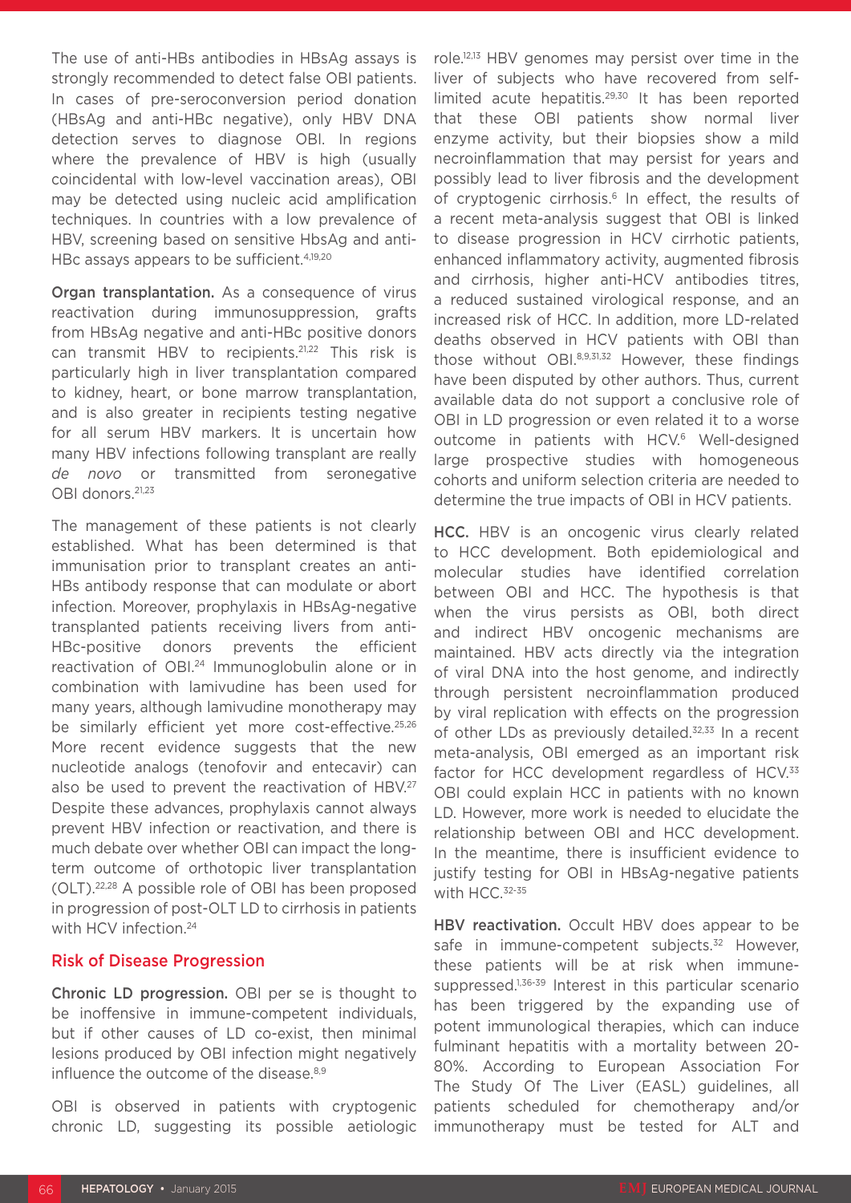The use of anti-HBs antibodies in HBsAg assays is strongly recommended to detect false OBI patients. In cases of pre-seroconversion period donation (HBsAg and anti-HBc negative), only HBV DNA detection serves to diagnose OBI. In regions where the prevalence of HBV is high (usually coincidental with low-level vaccination areas), OBI may be detected using nucleic acid amplification techniques. In countries with a low prevalence of HBV, screening based on sensitive HbsAg and anti-HBc assays appears to be sufficient.[4,19,20]

**Organ transplantation.** As a consequence of virus reactivation during immunosuppression, grafts from HBsAg negative and anti-HBc positive donors can transmit HBV to recipients.[21,22] This risk is particularly high in liver transplantation compared to kidney, heart, or bone marrow transplantation, and is also greater in recipients testing negative for all serum HBV markers. It is uncertain how many HBV infections following transplant are really *de novo* or transmitted from seronegative OBI donors.[21,23]

The management of these patients is not clearly established. What has been determined is that immunisation prior to transplant creates an anti-HBs antibody response that can modulate or abort infection. Moreover, prophylaxis in HBsAg-negative transplanted patients receiving livers from anti-HBc-positive donors prevents the efficient reactivation of OBI.[24] Immunoglobulin alone or in combination with lamivudine has been used for many years, although lamivudine monotherapy may be similarly efficient yet more cost-effective.[25,26] More recent evidence suggests that the new nucleotide analogs (tenofovir and entecavir) can also be used to prevent the reactivation of HBV.[27] Despite these advances, prophylaxis cannot always prevent HBV infection or reactivation, and there is much debate over whether OBI can impact the long-term outcome of orthotopic liver transplantation (OLT).[22,28] A possible role of OBI has been proposed in progression of post-OLT LD to cirrhosis in patients with HCV infection.[24]

## Risk of Disease Progression

**Chronic LD progression.** OBI per se is thought to be inoffensive in immune-competent individuals, but if other causes of LD co-exist, then minimal lesions produced by OBI infection might negatively influence the outcome of the disease.[8,9]

OBI is observed in patients with cryptogenic chronic LD, suggesting its possible aetiologic role.[12,13] HBV genomes may persist over time in the liver of subjects who have recovered from self-limited acute hepatitis.[29,30] It has been reported that these OBI patients show normal liver enzyme activity, but their biopsies show a mild necroinflammation that may persist for years and possibly lead to liver fibrosis and the development of cryptogenic cirrhosis.[6] In effect, the results of a recent meta-analysis suggest that OBI is linked to disease progression in HCV cirrhotic patients, enhanced inflammatory activity, augmented fibrosis and cirrhosis, higher anti-HCV antibodies titres, a reduced sustained virological response, and an increased risk of HCC. In addition, more LD-related deaths observed in HCV patients with OBI than those without OBI.[8,9,31,32] However, these findings have been disputed by other authors. Thus, current available data do not support a conclusive role of OBI in LD progression or even related it to a worse outcome in patients with HCV.[6] Well-designed large prospective studies with homogeneous cohorts and uniform selection criteria are needed to determine the true impacts of OBI in HCV patients.

**HCC.** HBV is an oncogenic virus clearly related to HCC development. Both epidemiological and molecular studies have identified correlation between OBI and HCC. The hypothesis is that when the virus persists as OBI, both direct and indirect HBV oncogenic mechanisms are maintained. HBV acts directly via the integration of viral DNA into the host genome, and indirectly through persistent necroinflammation produced by viral replication with effects on the progression of other LDs as previously detailed.[32,33] In a recent meta-analysis, OBI emerged as an important risk factor for HCC development regardless of HCV.[33] OBI could explain HCC in patients with no known LD. However, more work is needed to elucidate the relationship between OBI and HCC development. In the meantime, there is insufficient evidence to justify testing for OBI in HBsAg-negative patients with HCC.[32-35]

**HBV reactivation.** Occult HBV does appear to be safe in immune-competent subjects.[32] However, these patients will be at risk when immune-suppressed.[1,36-39] Interest in this particular scenario has been triggered by the expanding use of potent immunological therapies, which can induce fulminant hepatitis with a mortality between 20-80%. According to European Association For The Study Of The Liver (EASL) guidelines, all patients scheduled for chemotherapy and/or immunotherapy must be tested for ALT and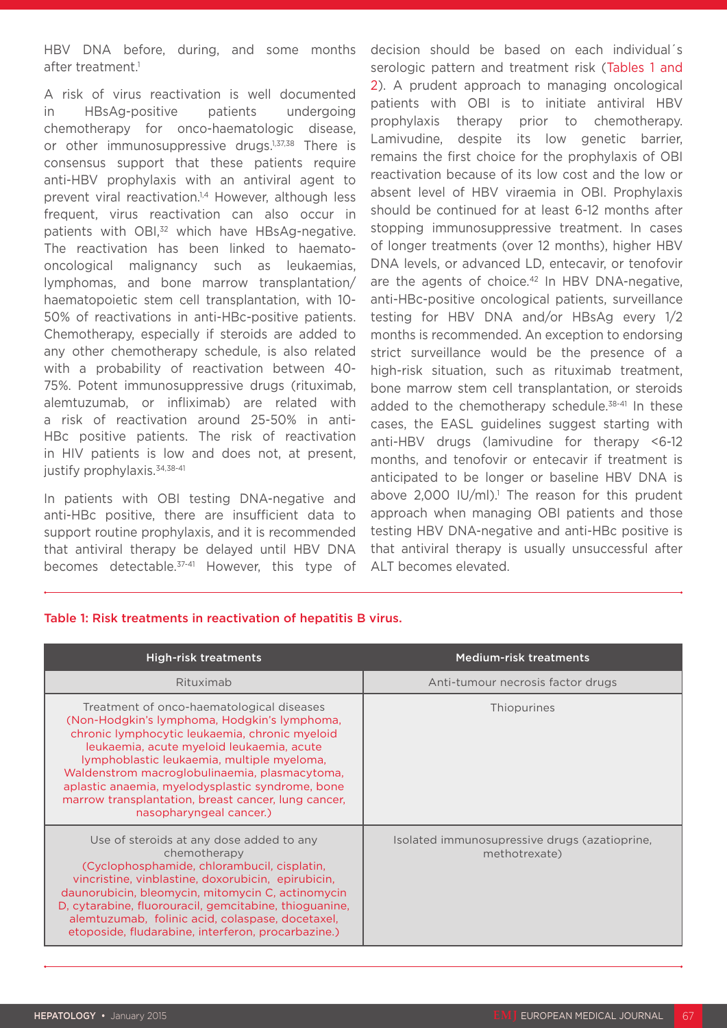HBV DNA before, during, and some months after treatment.[1]

A risk of virus reactivation is well documented in HBsAg-positive patients undergoing chemotherapy for onco-haematologic disease, or other immunosuppressive drugs.[1,37,38] There is consensus support that these patients require anti-HBV prophylaxis with an antiviral agent to prevent viral reactivation.[1,4] However, although less frequent, virus reactivation can also occur in patients with OBI,[32] which have HBsAg-negative. The reactivation has been linked to haemato-oncological malignancy such as leukaemias, lymphomas, and bone marrow transplantation/haematopoietic stem cell transplantation, with 10-50% of reactivations in anti-HBc-positive patients. Chemotherapy, especially if steroids are added to any other chemotherapy schedule, is also related with a probability of reactivation between 40-75%. Potent immunosuppressive drugs (rituximab, alemtuzumab, or infliximab) are related with a risk of reactivation around 25-50% in anti-HBc positive patients. The risk of reactivation in HIV patients is low and does not, at present, justify prophylaxis.[34,38-41]

In patients with OBI testing DNA-negative and anti-HBc positive, there are insufficient data to support routine prophylaxis, and it is recommended that antiviral therapy be delayed until HBV DNA becomes detectable.[37-41] However, this type of decision should be based on each individual´s serologic pattern and treatment risk (Tables 1 and 2). A prudent approach to managing oncological patients with OBI is to initiate antiviral HBV prophylaxis therapy prior to chemotherapy. Lamivudine, despite its low genetic barrier, remains the first choice for the prophylaxis of OBI reactivation because of its low cost and the low or absent level of HBV viraemia in OBI. Prophylaxis should be continued for at least 6-12 months after stopping immunosuppressive treatment. In cases of longer treatments (over 12 months), higher HBV DNA levels, or advanced LD, entecavir, or tenofovir are the agents of choice.[42] In HBV DNA-negative, anti-HBc-positive oncological patients, surveillance testing for HBV DNA and/or HBsAg every 1/2 months is recommended. An exception to endorsing strict surveillance would be the presence of a high-risk situation, such as rituximab treatment, bone marrow stem cell transplantation, or steroids added to the chemotherapy schedule.[38-41] In these cases, the EASL guidelines suggest starting with anti-HBV drugs (lamivudine for therapy <6-12 months, and tenofovir or entecavir if treatment is anticipated to be longer or baseline HBV DNA is above 2,000 IU/ml).[1] The reason for this prudent approach when managing OBI patients and those testing HBV DNA-negative and anti-HBc positive is that antiviral therapy is usually unsuccessful after ALT becomes elevated.

**Table 1: Risk treatments in reactivation of hepatitis B virus.**

| High-risk treatments | Medium-risk treatments |
|---|---|
| Rituximab | Anti-tumour necrosis factor drugs |
| Treatment of onco-haematological diseases (Non-Hodgkin's lymphoma, Hodgkin's lymphoma, chronic lymphocytic leukaemia, chronic myeloid leukaemia, acute myeloid leukaemia, acute lymphoblastic leukaemia, multiple myeloma, Waldenstrom macroglobulinaemia, plasmacytoma, aplastic anaemia, myelodysplastic syndrome, bone marrow transplantation, breast cancer, lung cancer, nasopharyngeal cancer.) | Thiopurines |
| Use of steroids at any dose added to any chemotherapy (Cyclophosphamide, chlorambucil, cisplatin, vincristine, vinblastine, doxorubicin, epirubicin, daunorubicin, bleomycin, mitomycin C, actinomycin D, cytarabine, fluorouracil, gemcitabine, thioguanine, alemtuzumab, folinic acid, colaspase, docetaxel, etoposide, fludarabine, interferon, procarbazine.) | Isolated immunosupressive drugs (azatioprine, methotrexate) |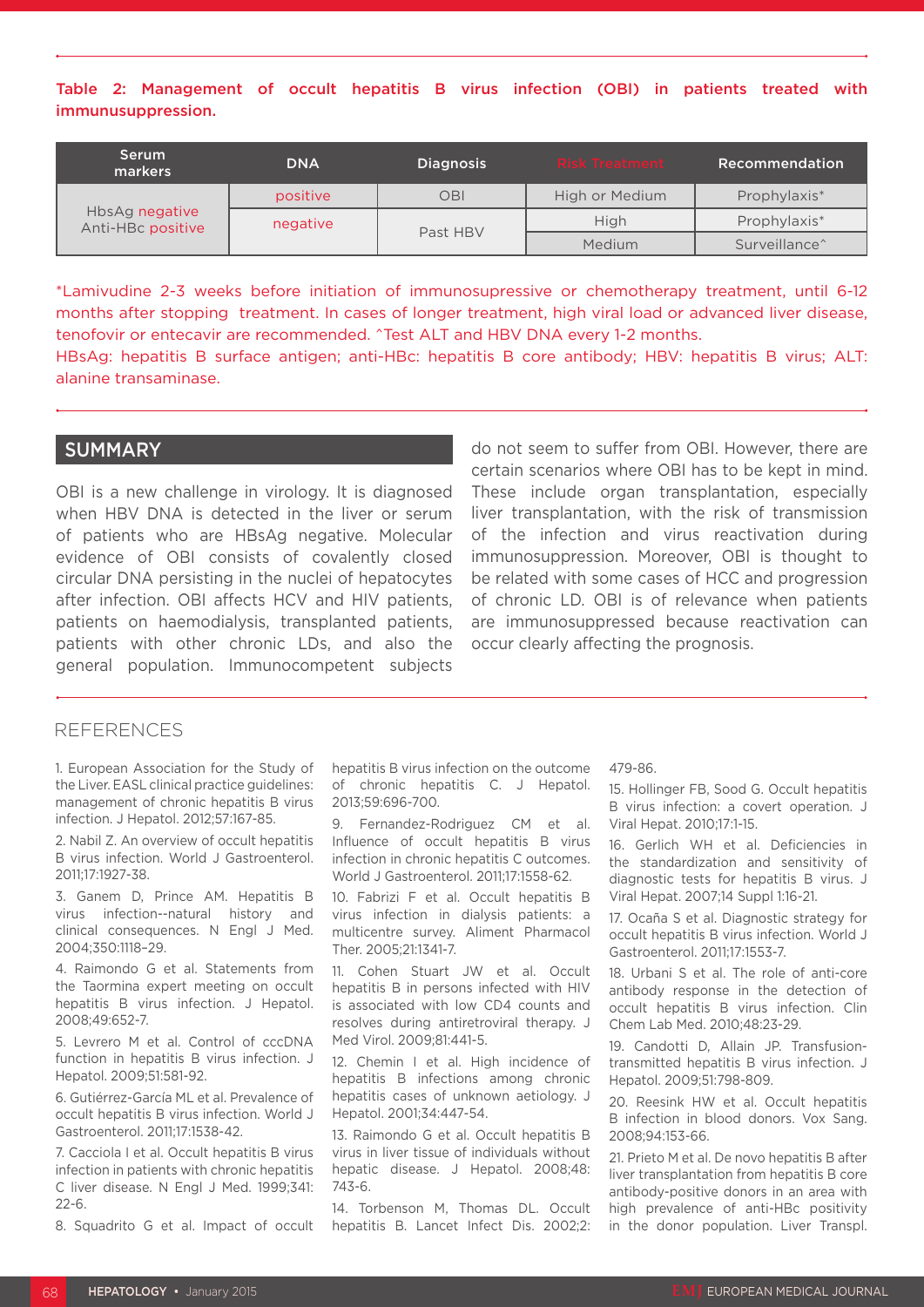**Table 2: Management of occult hepatitis B virus infection (OBI) in patients treated with immunusuppression.**

| Serum markers | DNA | Diagnosis | Risk Treatment | Recommendation |
|---|---|---|---|---|
| HbsAg negative Anti-HBc positive | positive | OBI | High or Medium | Prophylaxis* |
| | negative | Past HBV | High | Prophylaxis* |
| | | | Medium | Surveillance^ |

*Lamivudine 2-3 weeks before initiation of immunosupressive or chemotherapy treatment, until 6-12 months after stopping treatment. In cases of longer treatment, high viral load or advanced liver disease, tenofovir or entecavir are recommended. ^Test ALT and HBV DNA every 1-2 months.

HBsAg: hepatitis B surface antigen; anti-HBc: hepatitis B core antibody; HBV: hepatitis B virus; ALT: alanine transaminase.

## SUMMARY

OBI is a new challenge in virology. It is diagnosed when HBV DNA is detected in the liver or serum of patients who are HBsAg negative. Molecular evidence of OBI consists of covalently closed circular DNA persisting in the nuclei of hepatocytes after infection. OBI affects HCV and HIV patients, patients on haemodialysis, transplanted patients, patients with other chronic LDs, and also the general population. Immunocompetent subjects do not seem to suffer from OBI. However, there are certain scenarios where OBI has to be kept in mind. These include organ transplantation, especially liver transplantation, with the risk of transmission of the infection and virus reactivation during immunosuppression. Moreover, OBI is thought to be related with some cases of HCC and progression of chronic LD. OBI is of relevance when patients are immunosuppressed because reactivation can occur clearly affecting the prognosis.

## REFERENCES

1. European Association for the Study of the Liver. EASL clinical practice guidelines: management of chronic hepatitis B virus infection. J Hepatol. 2012;57:167-85.

2. Nabil Z. An overview of occult hepatitis B virus infection. World J Gastroenterol. 2011;17:1927-38.

3. Ganem D, Prince AM. Hepatitis B virus infection--natural history and clinical consequences. N Engl J Med. 2004;350:1118–29.

4. Raimondo G et al. Statements from the Taormina expert meeting on occult hepatitis B virus infection. J Hepatol. 2008;49:652-7.

5. Levrero M et al. Control of cccDNA function in hepatitis B virus infection. J Hepatol. 2009;51:581-92.

6. Gutiérrez-García ML et al. Prevalence of occult hepatitis B virus infection. World J Gastroenterol. 2011;17:1538-42.

7. Cacciola I et al. Occult hepatitis B virus infection in patients with chronic hepatitis C liver disease. N Engl J Med. 1999;341: 22-6.

8. Squadrito G et al. Impact of occult hepatitis B virus infection on the outcome of chronic hepatitis C. J Hepatol. 2013;59:696-700.

9. Fernandez-Rodriguez CM et al. Influence of occult hepatitis B virus infection in chronic hepatitis C outcomes. World J Gastroenterol. 2011;17:1558-62.

10. Fabrizi F et al. Occult hepatitis B virus infection in dialysis patients: a multicentre survey. Aliment Pharmacol Ther. 2005;21:1341-7.

11. Cohen Stuart JW et al. Occult hepatitis B in persons infected with HIV is associated with low CD4 counts and resolves during antiretroviral therapy. J Med Virol. 2009;81:441-5.

12. Chemin I et al. High incidence of hepatitis B infections among chronic hepatitis cases of unknown aetiology. J Hepatol. 2001;34:447-54.

13. Raimondo G et al. Occult hepatitis B virus in liver tissue of individuals without hepatic disease. J Hepatol. 2008;48: 743-6.

14. Torbenson M, Thomas DL. Occult hepatitis B. Lancet Infect Dis. 2002;2: 479-86.

15. Hollinger FB, Sood G. Occult hepatitis B virus infection: a covert operation. J Viral Hepat. 2010;17:1-15.

16. Gerlich WH et al. Deficiencies in the standardization and sensitivity of diagnostic tests for hepatitis B virus. J Viral Hepat. 2007;14 Suppl 1:16-21.

17. Ocaña S et al. Diagnostic strategy for occult hepatitis B virus infection. World J Gastroenterol. 2011;17:1553-7.

18. Urbani S et al. The role of anti-core antibody response in the detection of occult hepatitis B virus infection. Clin Chem Lab Med. 2010;48:23-29.

19. Candotti D, Allain JP. Transfusion-transmitted hepatitis B virus infection. J Hepatol. 2009;51:798-809.

20. Reesink HW et al. Occult hepatitis B infection in blood donors. Vox Sang. 2008;94:153-66.

21. Prieto M et al. De novo hepatitis B after liver transplantation from hepatitis B core antibody-positive donors in an area with high prevalence of anti-HBc positivity in the donor population. Liver Transpl.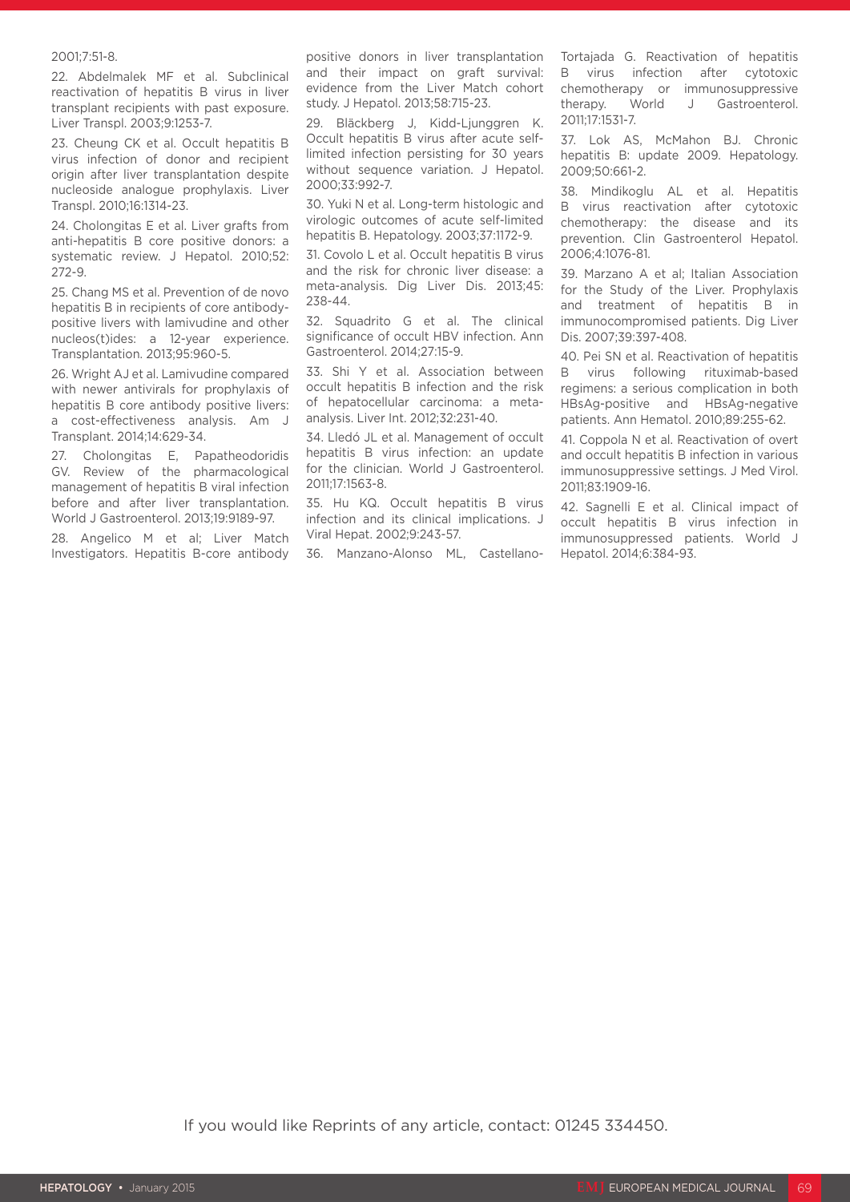2001;7:51-8.

22. Abdelmalek MF et al. Subclinical reactivation of hepatitis B virus in liver transplant recipients with past exposure. Liver Transpl. 2003;9:1253-7.

23. Cheung CK et al. Occult hepatitis B virus infection of donor and recipient origin after liver transplantation despite nucleoside analogue prophylaxis. Liver Transpl. 2010;16:1314-23.

24. Cholongitas E et al. Liver grafts from anti-hepatitis B core positive donors: a systematic review. J Hepatol. 2010;52:272-9.

25. Chang MS et al. Prevention of de novo hepatitis B in recipients of core antibody-positive livers with lamivudine and other nucleos(t)ides: a 12-year experience. Transplantation. 2013;95:960-5.

26. Wright AJ et al. Lamivudine compared with newer antivirals for prophylaxis of hepatitis B core antibody positive livers: a cost-effectiveness analysis. Am J Transplant. 2014;14:629-34.

27. Cholongitas E, Papatheodoridis GV. Review of the pharmacological management of hepatitis B viral infection before and after liver transplantation. World J Gastroenterol. 2013;19:9189-97.

28. Angelico M et al; Liver Match Investigators. Hepatitis B-core antibody positive donors in liver transplantation and their impact on graft survival: evidence from the Liver Match cohort study. J Hepatol. 2013;58:715-23.

29. Bläckberg J, Kidd-Ljunggren K. Occult hepatitis B virus after acute self-limited infection persisting for 30 years without sequence variation. J Hepatol. 2000;33:992-7.

30. Yuki N et al. Long-term histologic and virologic outcomes of acute self-limited hepatitis B. Hepatology. 2003;37:1172-9.

31. Covolo L et al. Occult hepatitis B virus and the risk for chronic liver disease: a meta-analysis. Dig Liver Dis. 2013;45:238-44.

32. Squadrito G et al. The clinical significance of occult HBV infection. Ann Gastroenterol. 2014;27:15-9.

33. Shi Y et al. Association between occult hepatitis B infection and the risk of hepatocellular carcinoma: a meta-analysis. Liver Int. 2012;32:231-40.

34. Lledó JL et al. Management of occult hepatitis B virus infection: an update for the clinician. World J Gastroenterol. 2011;17:1563-8.

35. Hu KQ. Occult hepatitis B virus infection and its clinical implications. J Viral Hepat. 2002;9:243-57.

36. Manzano-Alonso ML, Castellano-Tortajada G. Reactivation of hepatitis B virus infection after cytotoxic chemotherapy or immunosuppressive therapy. World J Gastroenterol. 2011;17:1531-7.

37. Lok AS, McMahon BJ. Chronic hepatitis B: update 2009. Hepatology. 2009;50:661-2.

38. Mindikoglu AL et al. Hepatitis B virus reactivation after cytotoxic chemotherapy: the disease and its prevention. Clin Gastroenterol Hepatol. 2006;4:1076-81.

39. Marzano A et al; Italian Association for the Study of the Liver. Prophylaxis and treatment of hepatitis B in immunocompromised patients. Dig Liver Dis. 2007;39:397-408.

40. Pei SN et al. Reactivation of hepatitis B virus following rituximab-based regimens: a serious complication in both HBsAg-positive and HBsAg-negative patients. Ann Hematol. 2010;89:255-62.

41. Coppola N et al. Reactivation of overt and occult hepatitis B infection in various immunosuppressive settings. J Med Virol. 2011;83:1909-16.

42. Sagnelli E et al. Clinical impact of occult hepatitis B virus infection in immunosuppressed patients. World J Hepatol. 2014;6:384-93.

If you would like Reprints of any article, contact: 01245 334450.